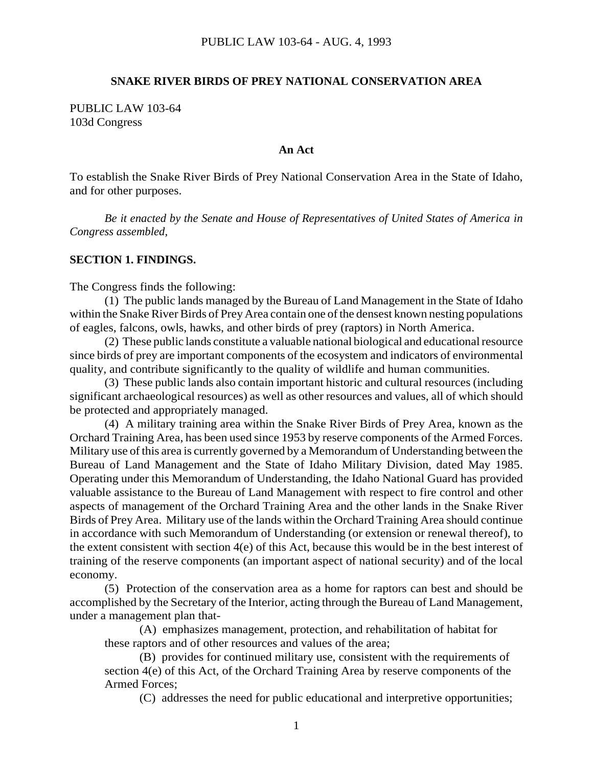# SNAKE RIVER BIRDS OF PREY NATIONAL CONSERVATION AREA

PUBLIC LAW 103-64
103d Congress

**An Act**

To establish the Snake River Birds of Prey National Conservation Area in the State of Idaho, and for other purposes.

*Be it enacted by the Senate and House of Representatives of United States of America in Congress assembled,*

## SECTION 1. FINDINGS.

The Congress finds the following:

(1) The public lands managed by the Bureau of Land Management in the State of Idaho within the Snake River Birds of Prey Area contain one of the densest known nesting populations of eagles, falcons, owls, hawks, and other birds of prey (raptors) in North America.

(2) These public lands constitute a valuable national biological and educational resource since birds of prey are important components of the ecosystem and indicators of environmental quality, and contribute significantly to the quality of wildlife and human communities.

(3) These public lands also contain important historic and cultural resources (including significant archaeological resources) as well as other resources and values, all of which should be protected and appropriately managed.

(4) A military training area within the Snake River Birds of Prey Area, known as the Orchard Training Area, has been used since 1953 by reserve components of the Armed Forces. Military use of this area is currently governed by a Memorandum of Understanding between the Bureau of Land Management and the State of Idaho Military Division, dated May 1985. Operating under this Memorandum of Understanding, the Idaho National Guard has provided valuable assistance to the Bureau of Land Management with respect to fire control and other aspects of management of the Orchard Training Area and the other lands in the Snake River Birds of Prey Area. Military use of the lands within the Orchard Training Area should continue in accordance with such Memorandum of Understanding (or extension or renewal thereof), to the extent consistent with section 4(e) of this Act, because this would be in the best interest of training of the reserve components (an important aspect of national security) and of the local economy.

(5) Protection of the conservation area as a home for raptors can best and should be accomplished by the Secretary of the Interior, acting through the Bureau of Land Management, under a management plan that-

(A) emphasizes management, protection, and rehabilitation of habitat for these raptors and of other resources and values of the area;

(B) provides for continued military use, consistent with the requirements of section 4(e) of this Act, of the Orchard Training Area by reserve components of the Armed Forces;

(C) addresses the need for public educational and interpretive opportunities;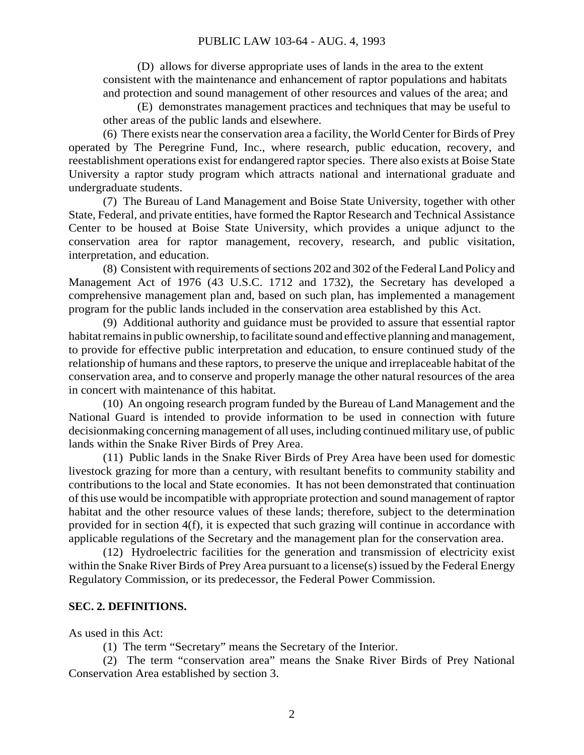(D) allows for diverse appropriate uses of lands in the area to the extent consistent with the maintenance and enhancement of raptor populations and habitats and protection and sound management of other resources and values of the area; and

(E) demonstrates management practices and techniques that may be useful to other areas of the public lands and elsewhere.

(6) There exists near the conservation area a facility, the World Center for Birds of Prey operated by The Peregrine Fund, Inc., where research, public education, recovery, and reestablishment operations exist for endangered raptor species. There also exists at Boise State University a raptor study program which attracts national and international graduate and undergraduate students.

(7) The Bureau of Land Management and Boise State University, together with other State, Federal, and private entities, have formed the Raptor Research and Technical Assistance Center to be housed at Boise State University, which provides a unique adjunct to the conservation area for raptor management, recovery, research, and public visitation, interpretation, and education.

(8) Consistent with requirements of sections 202 and 302 of the Federal Land Policy and Management Act of 1976 (43 U.S.C. 1712 and 1732), the Secretary has developed a comprehensive management plan and, based on such plan, has implemented a management program for the public lands included in the conservation area established by this Act.

(9) Additional authority and guidance must be provided to assure that essential raptor habitat remains in public ownership, to facilitate sound and effective planning and management, to provide for effective public interpretation and education, to ensure continued study of the relationship of humans and these raptors, to preserve the unique and irreplaceable habitat of the conservation area, and to conserve and properly manage the other natural resources of the area in concert with maintenance of this habitat.

(10) An ongoing research program funded by the Bureau of Land Management and the National Guard is intended to provide information to be used in connection with future decisionmaking concerning management of all uses, including continued military use, of public lands within the Snake River Birds of Prey Area.

(11) Public lands in the Snake River Birds of Prey Area have been used for domestic livestock grazing for more than a century, with resultant benefits to community stability and contributions to the local and State economies. It has not been demonstrated that continuation of this use would be incompatible with appropriate protection and sound management of raptor habitat and the other resource values of these lands; therefore, subject to the determination provided for in section 4(f), it is expected that such grazing will continue in accordance with applicable regulations of the Secretary and the management plan for the conservation area.

(12) Hydroelectric facilities for the generation and transmission of electricity exist within the Snake River Birds of Prey Area pursuant to a license(s) issued by the Federal Energy Regulatory Commission, or its predecessor, the Federal Power Commission.

**SEC. 2. DEFINITIONS.**

As used in this Act:

(1) The term "Secretary" means the Secretary of the Interior.

(2) The term "conservation area" means the Snake River Birds of Prey National Conservation Area established by section 3.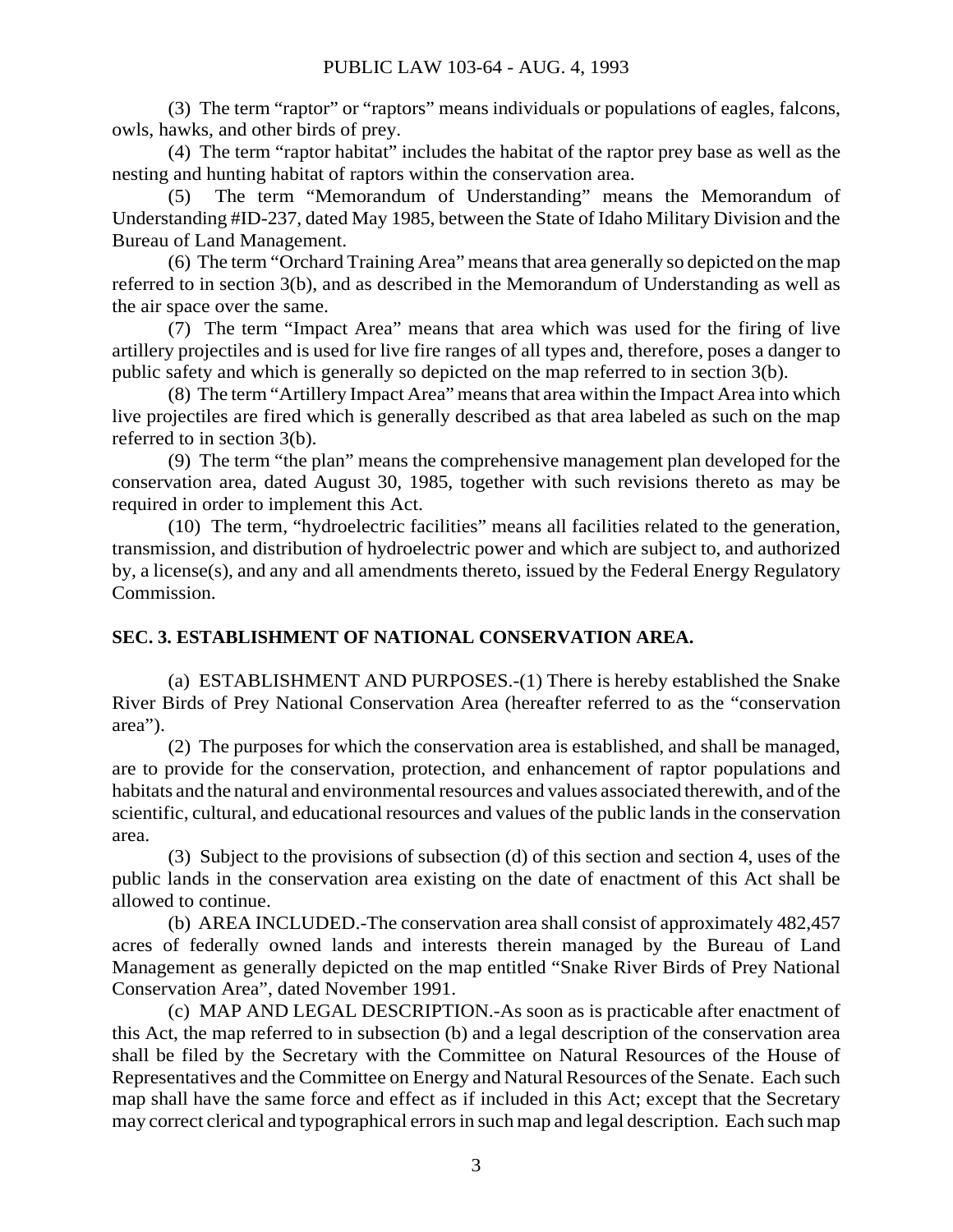(3) The term "raptor" or "raptors" means individuals or populations of eagles, falcons, owls, hawks, and other birds of prey.

(4) The term "raptor habitat" includes the habitat of the raptor prey base as well as the nesting and hunting habitat of raptors within the conservation area.

(5) The term "Memorandum of Understanding" means the Memorandum of Understanding #ID-237, dated May 1985, between the State of Idaho Military Division and the Bureau of Land Management.

(6) The term "Orchard Training Area" means that area generally so depicted on the map referred to in section 3(b), and as described in the Memorandum of Understanding as well as the air space over the same.

(7) The term "Impact Area" means that area which was used for the firing of live artillery projectiles and is used for live fire ranges of all types and, therefore, poses a danger to public safety and which is generally so depicted on the map referred to in section 3(b).

(8) The term "Artillery Impact Area" means that area within the Impact Area into which live projectiles are fired which is generally described as that area labeled as such on the map referred to in section 3(b).

(9) The term "the plan" means the comprehensive management plan developed for the conservation area, dated August 30, 1985, together with such revisions thereto as may be required in order to implement this Act.

(10) The term, "hydroelectric facilities" means all facilities related to the generation, transmission, and distribution of hydroelectric power and which are subject to, and authorized by, a license(s), and any and all amendments thereto, issued by the Federal Energy Regulatory Commission.

**SEC. 3. ESTABLISHMENT OF NATIONAL CONSERVATION AREA.**

(a) ESTABLISHMENT AND PURPOSES.-(1) There is hereby established the Snake River Birds of Prey National Conservation Area (hereafter referred to as the "conservation area").

(2) The purposes for which the conservation area is established, and shall be managed, are to provide for the conservation, protection, and enhancement of raptor populations and habitats and the natural and environmental resources and values associated therewith, and of the scientific, cultural, and educational resources and values of the public lands in the conservation area.

(3) Subject to the provisions of subsection (d) of this section and section 4, uses of the public lands in the conservation area existing on the date of enactment of this Act shall be allowed to continue.

(b) AREA INCLUDED.-The conservation area shall consist of approximately 482,457 acres of federally owned lands and interests therein managed by the Bureau of Land Management as generally depicted on the map entitled "Snake River Birds of Prey National Conservation Area", dated November 1991.

(c) MAP AND LEGAL DESCRIPTION.-As soon as is practicable after enactment of this Act, the map referred to in subsection (b) and a legal description of the conservation area shall be filed by the Secretary with the Committee on Natural Resources of the House of Representatives and the Committee on Energy and Natural Resources of the Senate. Each such map shall have the same force and effect as if included in this Act; except that the Secretary may correct clerical and typographical errors in such map and legal description. Each such map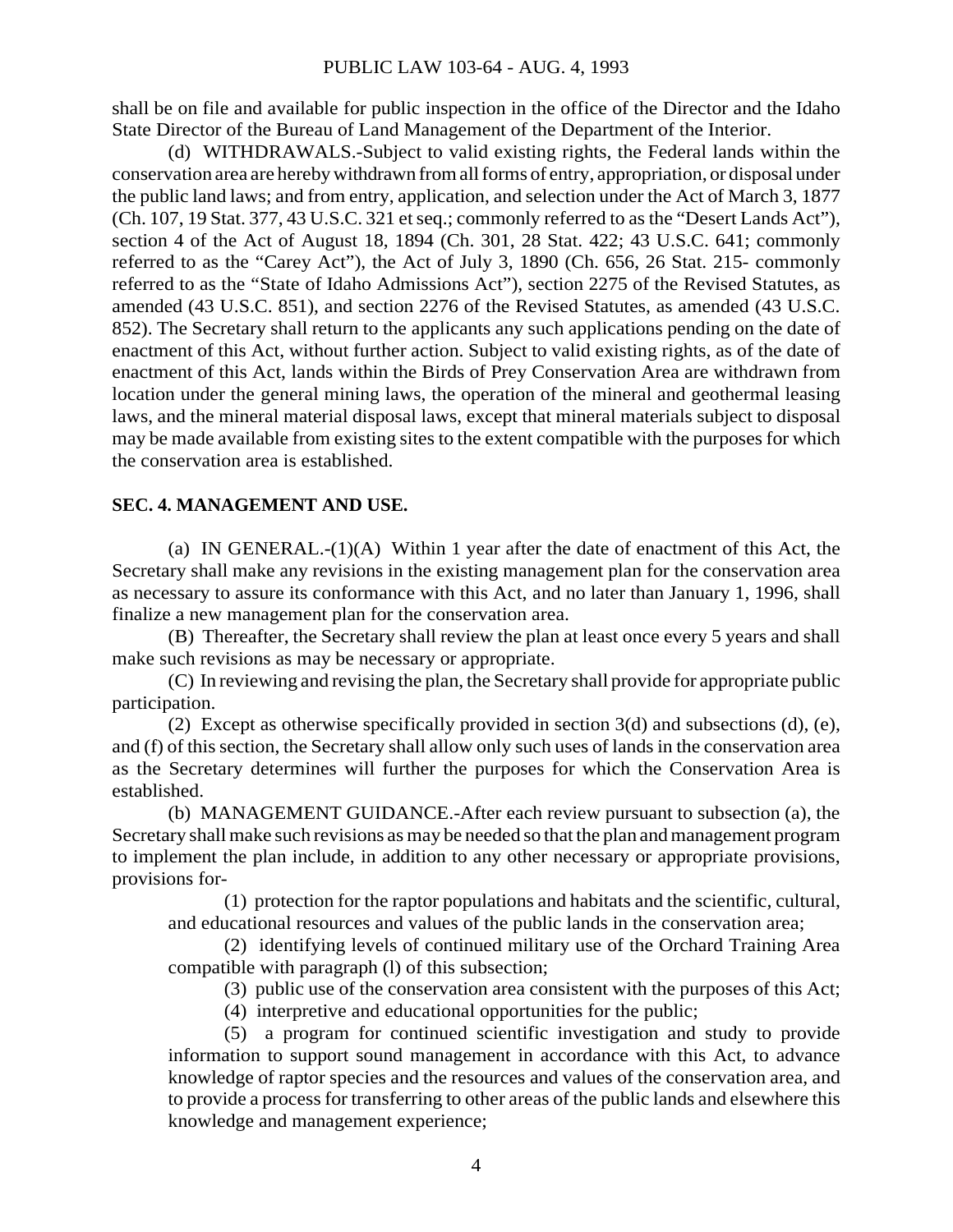shall be on file and available for public inspection in the office of the Director and the Idaho State Director of the Bureau of Land Management of the Department of the Interior.

(d) WITHDRAWALS.-Subject to valid existing rights, the Federal lands within the conservation area are hereby withdrawn from all forms of entry, appropriation, or disposal under the public land laws; and from entry, application, and selection under the Act of March 3, 1877 (Ch. 107, 19 Stat. 377, 43 U.S.C. 321 et seq.; commonly referred to as the "Desert Lands Act"), section 4 of the Act of August 18, 1894 (Ch. 301, 28 Stat. 422; 43 U.S.C. 641; commonly referred to as the "Carey Act"), the Act of July 3, 1890 (Ch. 656, 26 Stat. 215- commonly referred to as the "State of Idaho Admissions Act"), section 2275 of the Revised Statutes, as amended (43 U.S.C. 851), and section 2276 of the Revised Statutes, as amended (43 U.S.C. 852). The Secretary shall return to the applicants any such applications pending on the date of enactment of this Act, without further action. Subject to valid existing rights, as of the date of enactment of this Act, lands within the Birds of Prey Conservation Area are withdrawn from location under the general mining laws, the operation of the mineral and geothermal leasing laws, and the mineral material disposal laws, except that mineral materials subject to disposal may be made available from existing sites to the extent compatible with the purposes for which the conservation area is established.

**SEC. 4. MANAGEMENT AND USE.**

(a) IN GENERAL.-(1)(A) Within 1 year after the date of enactment of this Act, the Secretary shall make any revisions in the existing management plan for the conservation area as necessary to assure its conformance with this Act, and no later than January 1, 1996, shall finalize a new management plan for the conservation area.

(B) Thereafter, the Secretary shall review the plan at least once every 5 years and shall make such revisions as may be necessary or appropriate.

(C) In reviewing and revising the plan, the Secretary shall provide for appropriate public participation.

(2) Except as otherwise specifically provided in section 3(d) and subsections (d), (e), and (f) of this section, the Secretary shall allow only such uses of lands in the conservation area as the Secretary determines will further the purposes for which the Conservation Area is established.

(b) MANAGEMENT GUIDANCE.-After each review pursuant to subsection (a), the Secretary shall make such revisions as may be needed so that the plan and management program to implement the plan include, in addition to any other necessary or appropriate provisions, provisions for-

(1) protection for the raptor populations and habitats and the scientific, cultural, and educational resources and values of the public lands in the conservation area;

(2) identifying levels of continued military use of the Orchard Training Area compatible with paragraph (l) of this subsection;

(3) public use of the conservation area consistent with the purposes of this Act;

(4) interpretive and educational opportunities for the public;

(5) a program for continued scientific investigation and study to provide information to support sound management in accordance with this Act, to advance knowledge of raptor species and the resources and values of the conservation area, and to provide a process for transferring to other areas of the public lands and elsewhere this knowledge and management experience;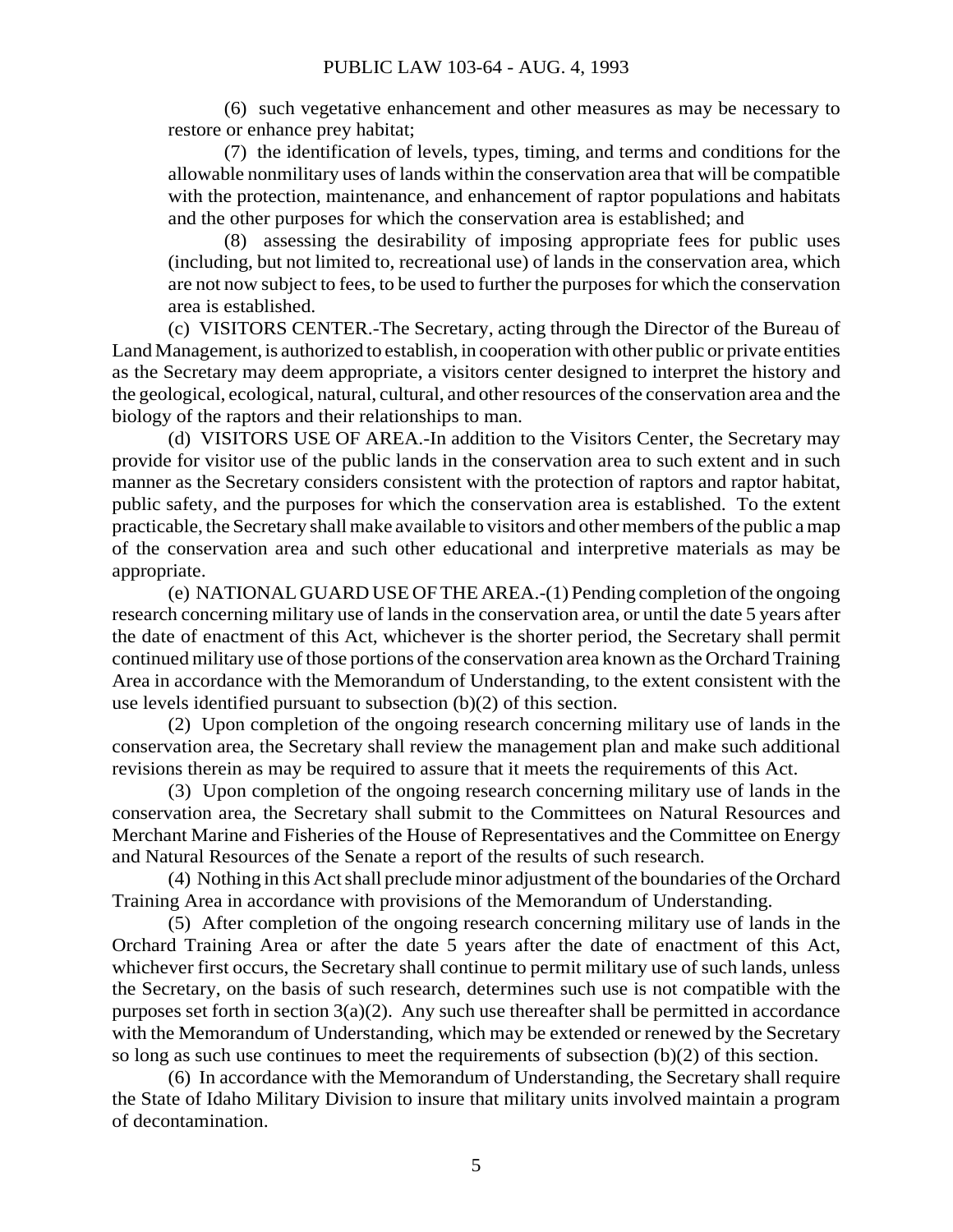(6) such vegetative enhancement and other measures as may be necessary to restore or enhance prey habitat;

(7) the identification of levels, types, timing, and terms and conditions for the allowable nonmilitary uses of lands within the conservation area that will be compatible with the protection, maintenance, and enhancement of raptor populations and habitats and the other purposes for which the conservation area is established; and

(8) assessing the desirability of imposing appropriate fees for public uses (including, but not limited to, recreational use) of lands in the conservation area, which are not now subject to fees, to be used to further the purposes for which the conservation area is established.

(c) VISITORS CENTER.-The Secretary, acting through the Director of the Bureau of Land Management, is authorized to establish, in cooperation with other public or private entities as the Secretary may deem appropriate, a visitors center designed to interpret the history and the geological, ecological, natural, cultural, and other resources of the conservation area and the biology of the raptors and their relationships to man.

(d) VISITORS USE OF AREA.-In addition to the Visitors Center, the Secretary may provide for visitor use of the public lands in the conservation area to such extent and in such manner as the Secretary considers consistent with the protection of raptors and raptor habitat, public safety, and the purposes for which the conservation area is established. To the extent practicable, the Secretary shall make available to visitors and other members of the public a map of the conservation area and such other educational and interpretive materials as may be appropriate.

(e) NATIONAL GUARD USE OF THE AREA.-(1) Pending completion of the ongoing research concerning military use of lands in the conservation area, or until the date 5 years after the date of enactment of this Act, whichever is the shorter period, the Secretary shall permit continued military use of those portions of the conservation area known as the Orchard Training Area in accordance with the Memorandum of Understanding, to the extent consistent with the use levels identified pursuant to subsection (b)(2) of this section.

(2) Upon completion of the ongoing research concerning military use of lands in the conservation area, the Secretary shall review the management plan and make such additional revisions therein as may be required to assure that it meets the requirements of this Act.

(3) Upon completion of the ongoing research concerning military use of lands in the conservation area, the Secretary shall submit to the Committees on Natural Resources and Merchant Marine and Fisheries of the House of Representatives and the Committee on Energy and Natural Resources of the Senate a report of the results of such research.

(4) Nothing in this Act shall preclude minor adjustment of the boundaries of the Orchard Training Area in accordance with provisions of the Memorandum of Understanding.

(5) After completion of the ongoing research concerning military use of lands in the Orchard Training Area or after the date 5 years after the date of enactment of this Act, whichever first occurs, the Secretary shall continue to permit military use of such lands, unless the Secretary, on the basis of such research, determines such use is not compatible with the purposes set forth in section 3(a)(2). Any such use thereafter shall be permitted in accordance with the Memorandum of Understanding, which may be extended or renewed by the Secretary so long as such use continues to meet the requirements of subsection (b)(2) of this section.

(6) In accordance with the Memorandum of Understanding, the Secretary shall require the State of Idaho Military Division to insure that military units involved maintain a program of decontamination.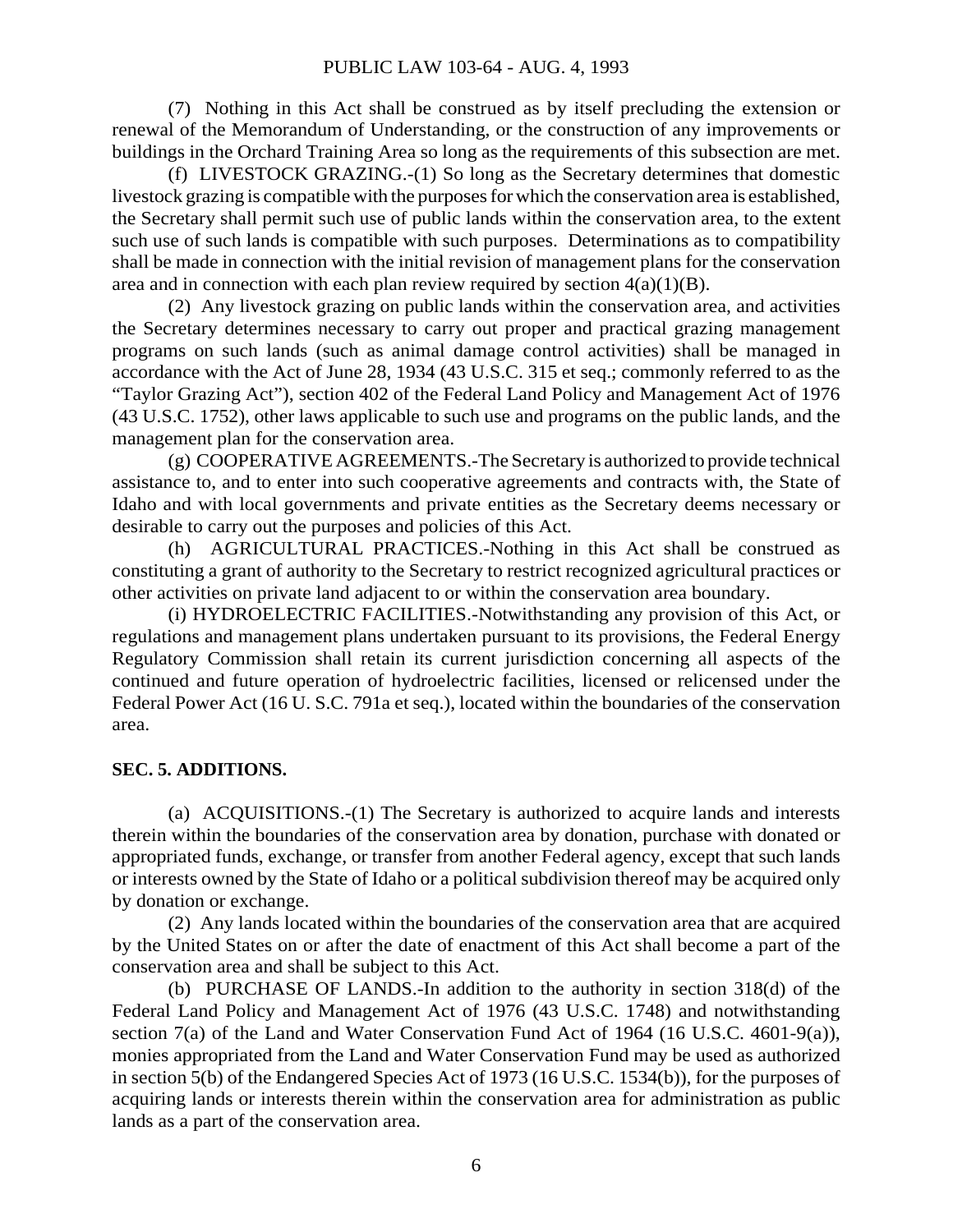(7) Nothing in this Act shall be construed as by itself precluding the extension or renewal of the Memorandum of Understanding, or the construction of any improvements or buildings in the Orchard Training Area so long as the requirements of this subsection are met.

(f) LIVESTOCK GRAZING.-(1) So long as the Secretary determines that domestic livestock grazing is compatible with the purposes for which the conservation area is established, the Secretary shall permit such use of public lands within the conservation area, to the extent such use of such lands is compatible with such purposes. Determinations as to compatibility shall be made in connection with the initial revision of management plans for the conservation area and in connection with each plan review required by section 4(a)(1)(B).

(2) Any livestock grazing on public lands within the conservation area, and activities the Secretary determines necessary to carry out proper and practical grazing management programs on such lands (such as animal damage control activities) shall be managed in accordance with the Act of June 28, 1934 (43 U.S.C. 315 et seq.; commonly referred to as the "Taylor Grazing Act"), section 402 of the Federal Land Policy and Management Act of 1976 (43 U.S.C. 1752), other laws applicable to such use and programs on the public lands, and the management plan for the conservation area.

(g) COOPERATIVE AGREEMENTS.-The Secretary is authorized to provide technical assistance to, and to enter into such cooperative agreements and contracts with, the State of Idaho and with local governments and private entities as the Secretary deems necessary or desirable to carry out the purposes and policies of this Act.

(h) AGRICULTURAL PRACTICES.-Nothing in this Act shall be construed as constituting a grant of authority to the Secretary to restrict recognized agricultural practices or other activities on private land adjacent to or within the conservation area boundary.

(i) HYDROELECTRIC FACILITIES.-Notwithstanding any provision of this Act, or regulations and management plans undertaken pursuant to its provisions, the Federal Energy Regulatory Commission shall retain its current jurisdiction concerning all aspects of the continued and future operation of hydroelectric facilities, licensed or relicensed under the Federal Power Act (16 U. S.C. 791a et seq.), located within the boundaries of the conservation area.

**SEC. 5. ADDITIONS.**

(a) ACQUISITIONS.-(1) The Secretary is authorized to acquire lands and interests therein within the boundaries of the conservation area by donation, purchase with donated or appropriated funds, exchange, or transfer from another Federal agency, except that such lands or interests owned by the State of Idaho or a political subdivision thereof may be acquired only by donation or exchange.

(2) Any lands located within the boundaries of the conservation area that are acquired by the United States on or after the date of enactment of this Act shall become a part of the conservation area and shall be subject to this Act.

(b) PURCHASE OF LANDS.-In addition to the authority in section 318(d) of the Federal Land Policy and Management Act of 1976 (43 U.S.C. 1748) and notwithstanding section 7(a) of the Land and Water Conservation Fund Act of 1964 (16 U.S.C. 4601-9(a)), monies appropriated from the Land and Water Conservation Fund may be used as authorized in section 5(b) of the Endangered Species Act of 1973 (16 U.S.C. 1534(b)), for the purposes of acquiring lands or interests therein within the conservation area for administration as public lands as a part of the conservation area.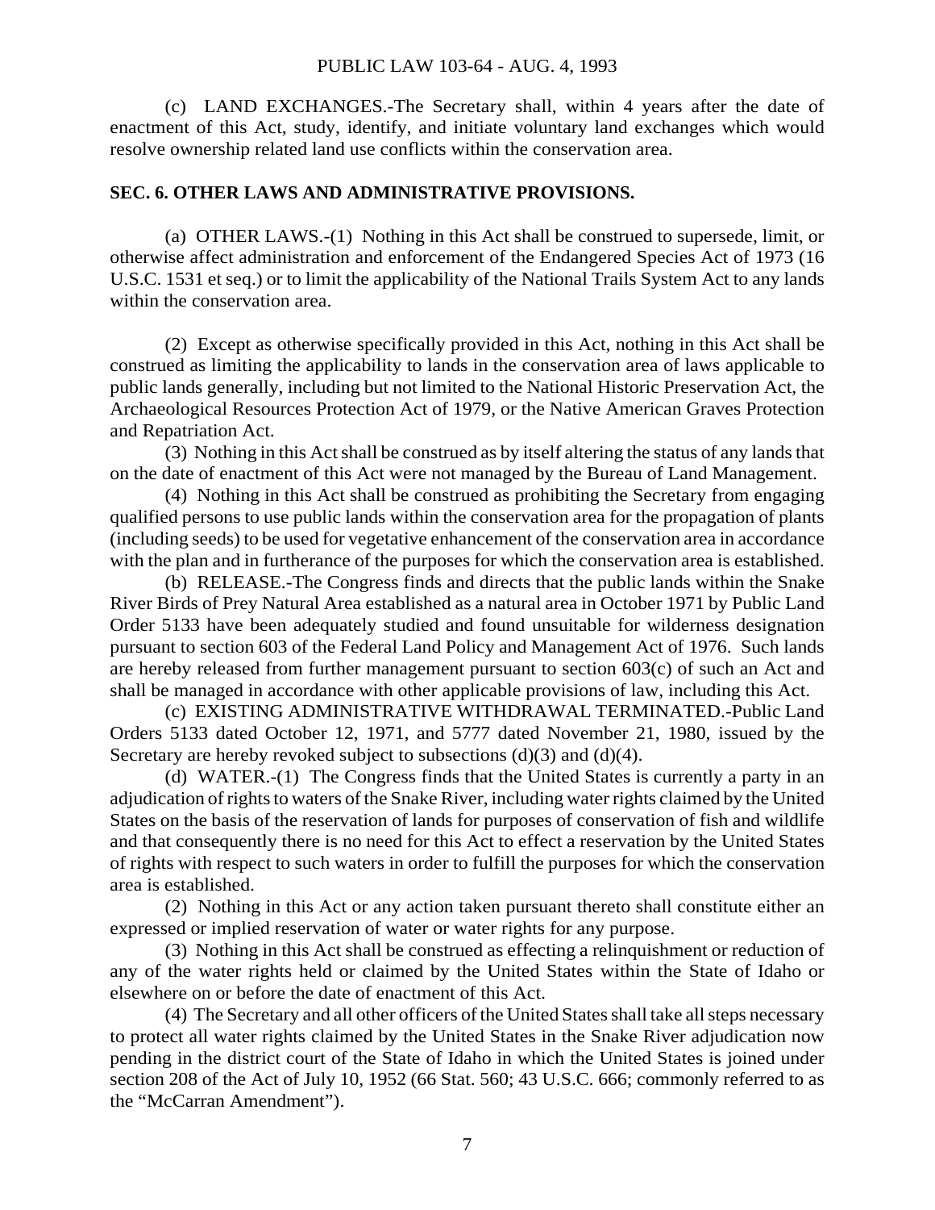(c) LAND EXCHANGES.-The Secretary shall, within 4 years after the date of enactment of this Act, study, identify, and initiate voluntary land exchanges which would resolve ownership related land use conflicts within the conservation area.

**SEC. 6. OTHER LAWS AND ADMINISTRATIVE PROVISIONS.**

(a) OTHER LAWS.-(1) Nothing in this Act shall be construed to supersede, limit, or otherwise affect administration and enforcement of the Endangered Species Act of 1973 (16 U.S.C. 1531 et seq.) or to limit the applicability of the National Trails System Act to any lands within the conservation area.

(2) Except as otherwise specifically provided in this Act, nothing in this Act shall be construed as limiting the applicability to lands in the conservation area of laws applicable to public lands generally, including but not limited to the National Historic Preservation Act, the Archaeological Resources Protection Act of 1979, or the Native American Graves Protection and Repatriation Act.

(3) Nothing in this Act shall be construed as by itself altering the status of any lands that on the date of enactment of this Act were not managed by the Bureau of Land Management.

(4) Nothing in this Act shall be construed as prohibiting the Secretary from engaging qualified persons to use public lands within the conservation area for the propagation of plants (including seeds) to be used for vegetative enhancement of the conservation area in accordance with the plan and in furtherance of the purposes for which the conservation area is established.

(b) RELEASE.-The Congress finds and directs that the public lands within the Snake River Birds of Prey Natural Area established as a natural area in October 1971 by Public Land Order 5133 have been adequately studied and found unsuitable for wilderness designation pursuant to section 603 of the Federal Land Policy and Management Act of 1976. Such lands are hereby released from further management pursuant to section 603(c) of such an Act and shall be managed in accordance with other applicable provisions of law, including this Act.

(c) EXISTING ADMINISTRATIVE WITHDRAWAL TERMINATED.-Public Land Orders 5133 dated October 12, 1971, and 5777 dated November 21, 1980, issued by the Secretary are hereby revoked subject to subsections (d)(3) and (d)(4).

(d) WATER.-(1) The Congress finds that the United States is currently a party in an adjudication of rights to waters of the Snake River, including water rights claimed by the United States on the basis of the reservation of lands for purposes of conservation of fish and wildlife and that consequently there is no need for this Act to effect a reservation by the United States of rights with respect to such waters in order to fulfill the purposes for which the conservation area is established.

(2) Nothing in this Act or any action taken pursuant thereto shall constitute either an expressed or implied reservation of water or water rights for any purpose.

(3) Nothing in this Act shall be construed as effecting a relinquishment or reduction of any of the water rights held or claimed by the United States within the State of Idaho or elsewhere on or before the date of enactment of this Act.

(4) The Secretary and all other officers of the United States shall take all steps necessary to protect all water rights claimed by the United States in the Snake River adjudication now pending in the district court of the State of Idaho in which the United States is joined under section 208 of the Act of July 10, 1952 (66 Stat. 560; 43 U.S.C. 666; commonly referred to as the "McCarran Amendment").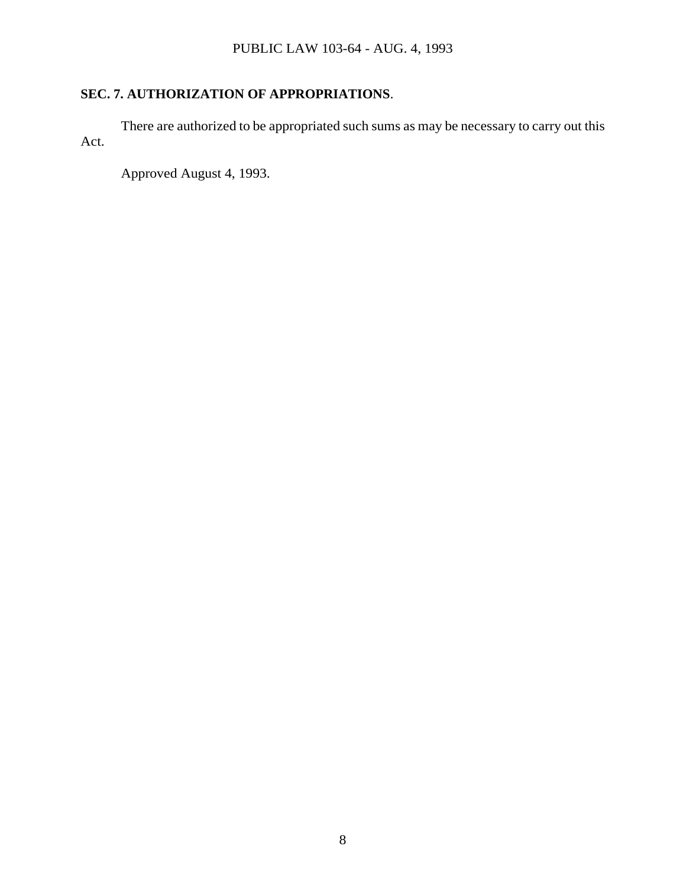**SEC. 7. AUTHORIZATION OF APPROPRIATIONS**.

There are authorized to be appropriated such sums as may be necessary to carry out this Act.

Approved August 4, 1993.